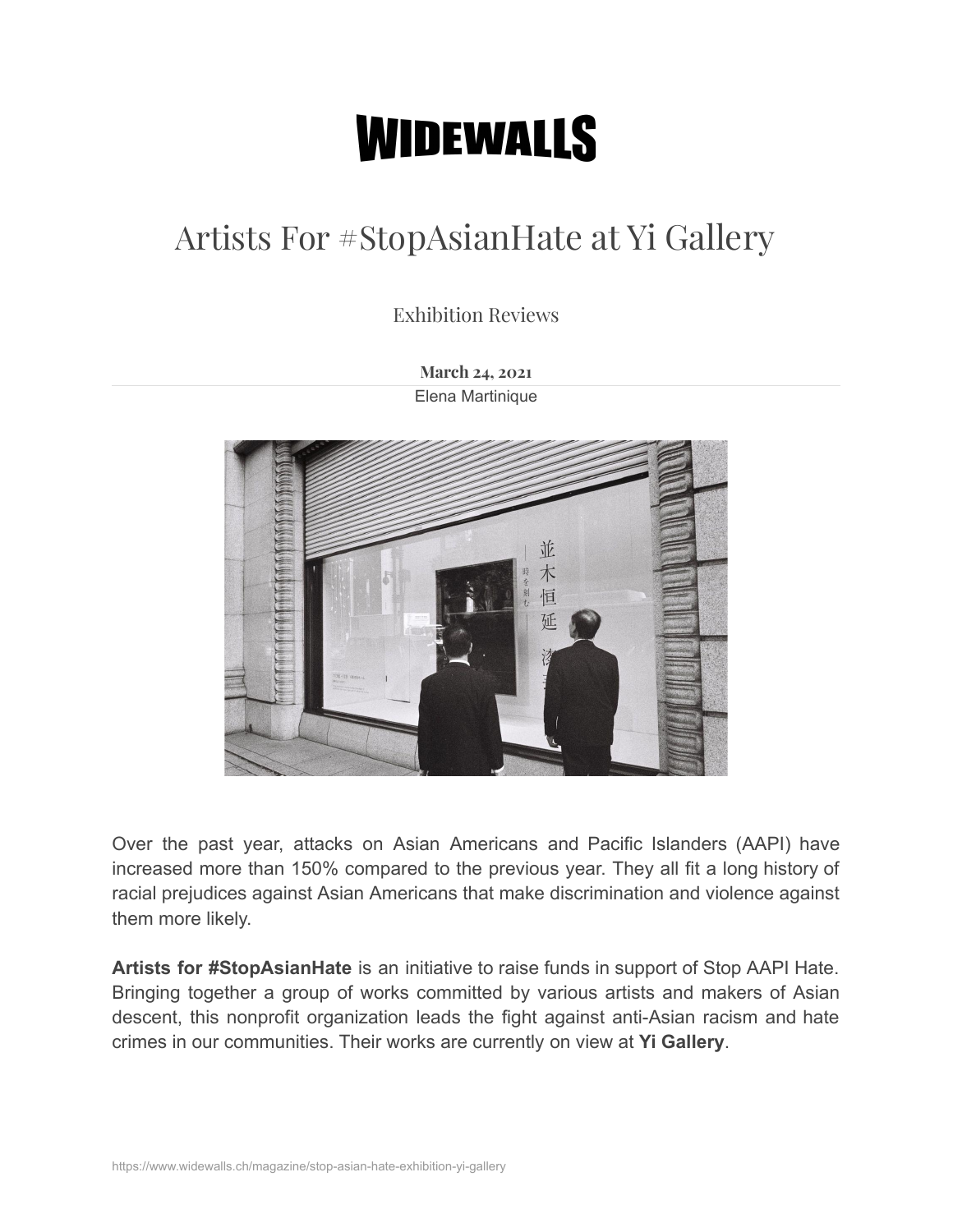# WIDEWALLS

## Artists For #StopAsianHate at Yi Gallery

Exhibition Reviews

**March 24, 2021**

Elena Martinique

Over the past year, attacks on Asian Americans and Pacific Islanders (AAPI) have increased more than 150% compared to the previous year. They all fit a long history of racial prejudices against Asian Americans that make discrimination and violence against them more likely.

**Artists for #StopAsianHate** is an initiative to raise funds in support of Stop AAPI Hate. Bringing together a group of works committed by various artists and makers of Asian descent, this nonprofit organization leads the fight against anti-Asian racism and hate crimes in our communities. Their works are currently on view at **Yi Gallery**.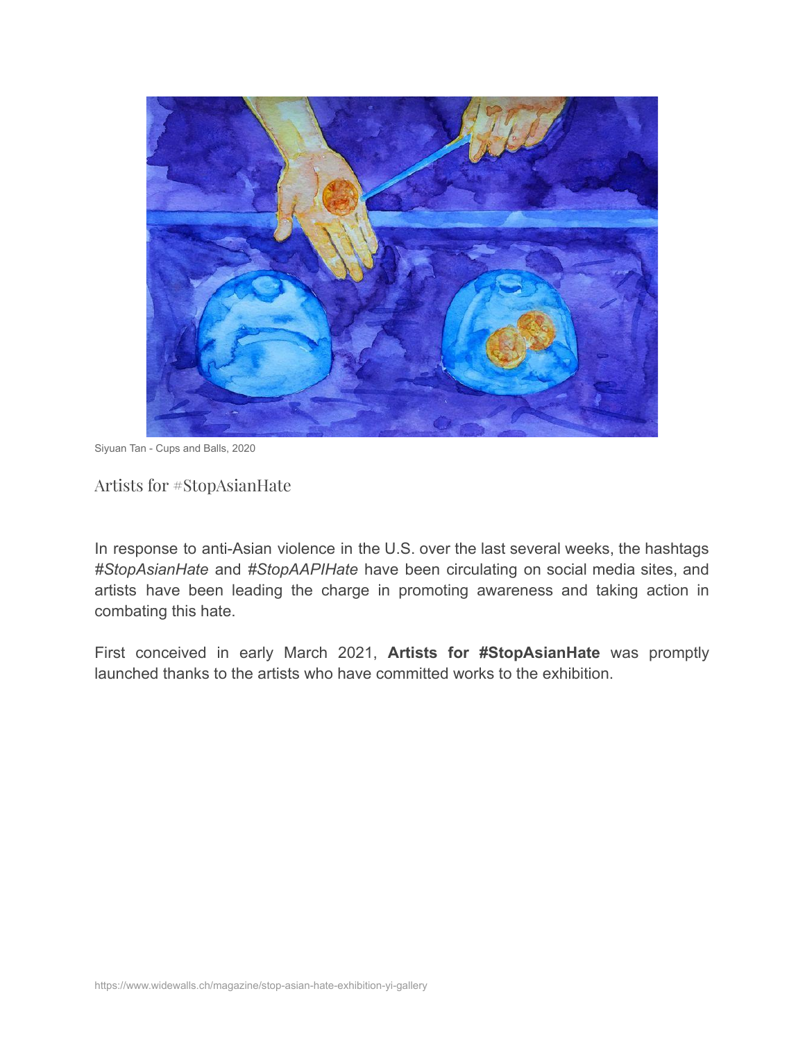Siyuan Tan - Cups and Balls, 2020

## Artists for #StopAsianHate

In response to anti-Asian violence in the U.S. over the last several weeks, the hashtags *#StopAsianHate* and *#StopAAPIHate* have been circulating on social media sites, and artists have been leading the charge in promoting awareness and taking action in combating this hate.

First conceived in early March 2021, **Artists for #StopAsianHate** was promptly launched thanks to the artists who have committed works to the exhibition.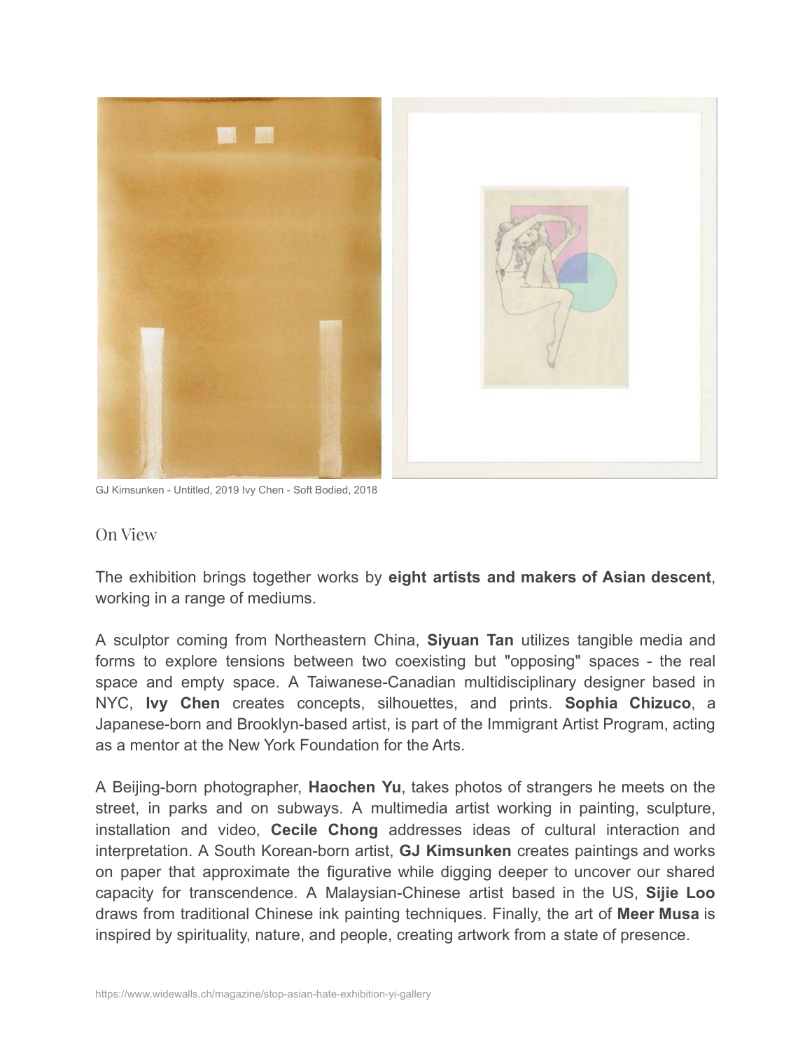GJ Kimsunken - Untitled, 2019 Ivy Chen - Soft Bodied, 2018

## On View

The exhibition brings together works by **eight artists and makers of Asian descent**, working in a range of mediums.

A sculptor coming from Northeastern China, **Siyuan Tan** utilizes tangible media and forms to explore tensions between two coexisting but "opposing" spaces - the real space and empty space. A Taiwanese-Canadian multidisciplinary designer based in NYC, **Ivy Chen** creates concepts, silhouettes, and prints. **Sophia Chizuco**, a Japanese-born and Brooklyn-based artist, is part of the Immigrant Artist Program, acting as a mentor at the New York Foundation for the Arts.

A Beijing-born photographer, **Haochen Yu**, takes photos of strangers he meets on the street, in parks and on subways. A multimedia artist working in painting, sculpture, installation and video, **Cecile Chong** addresses ideas of cultural interaction and interpretation. A South Korean-born artist, **GJ Kimsunken** creates paintings and works on paper that approximate the figurative while digging deeper to uncover our shared capacity for transcendence. A Malaysian-Chinese artist based in the US, **Sijie Loo** draws from traditional Chinese ink painting techniques. Finally, the art of **Meer Musa** is inspired by spirituality, nature, and people, creating artwork from a state of presence.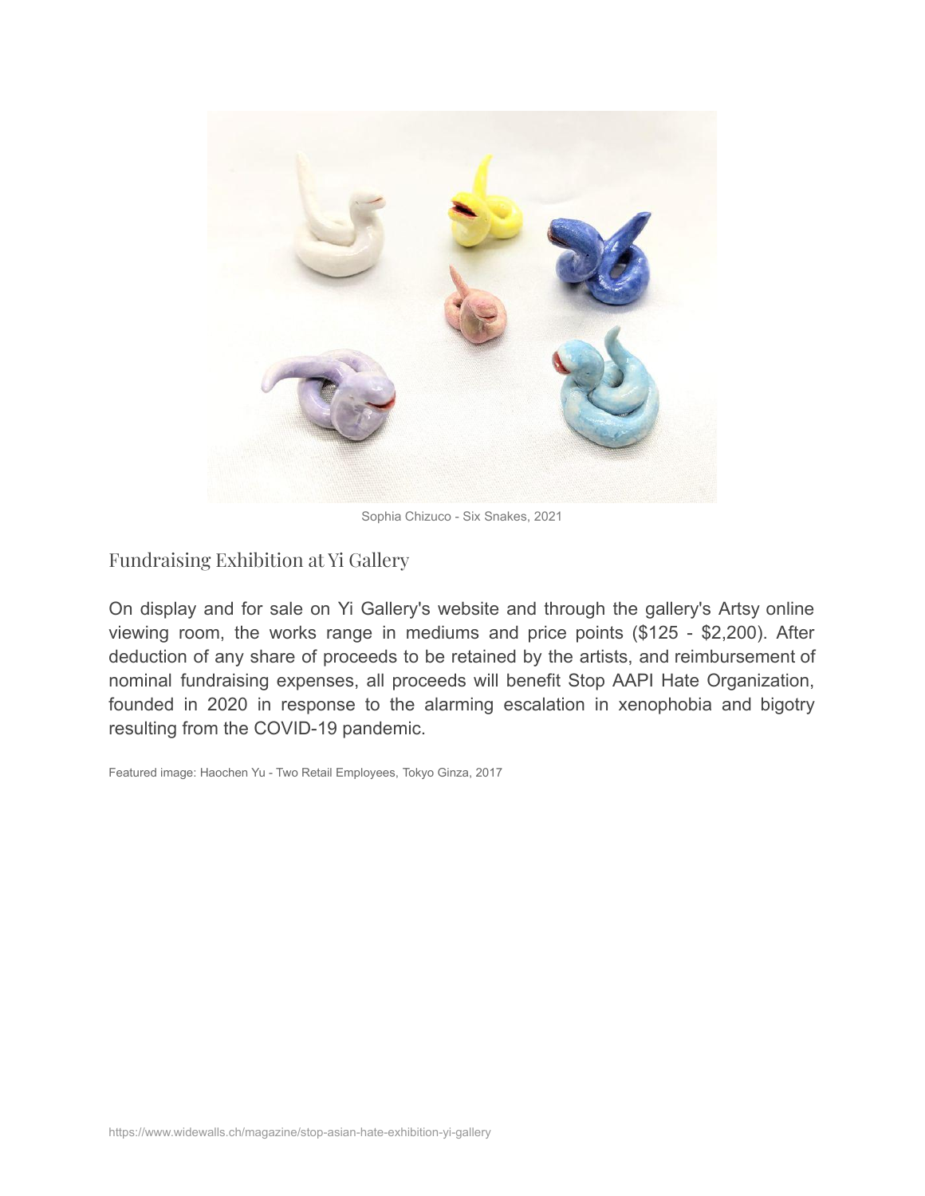Sophia Chizuco - Six Snakes, 2021

## Fundraising Exhibition at Yi Gallery

On display and for sale on Yi Gallery's website and through the gallery's Artsy online viewing room, the works range in mediums and price points ($125 - $2,200). After deduction of any share of proceeds to be retained by the artists, and reimbursement of nominal fundraising expenses, all proceeds will benefit Stop AAPI Hate Organization, founded in 2020 in response to the alarming escalation in xenophobia and bigotry resulting from the COVID-19 pandemic.

Featured image: Haochen Yu - Two Retail Employees, Tokyo Ginza, 2017

https://www.widewalls.ch/magazine/stop-asian-hate-exhibition-yi-gallery